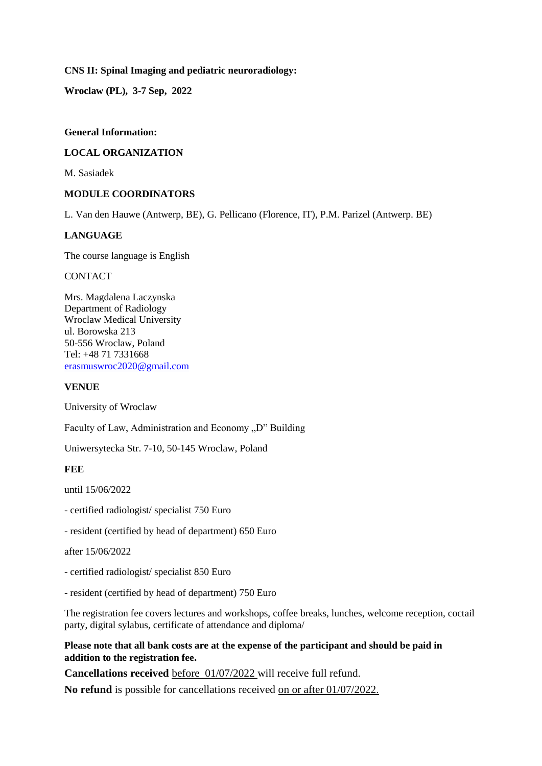**CNS II: Spinal Imaging and pediatric neuroradiology:**

**Wroclaw (PL), 3-7 Sep, 2022**

**General Information:**

**LOCAL ORGANIZATION**

M. Sasiadek

**MODULE COORDINATORS**

L. Van den Hauwe (Antwerp, BE), G. Pellicano (Florence, IT), P.M. Parizel (Antwerp. BE)

**LANGUAGE**

The course language is English

CONTACT

Mrs. Magdalena Laczynska
Department of Radiology
Wroclaw Medical University
ul. Borowska 213
50-556 Wroclaw, Poland
Tel: +48 71 7331668
erasmuswroc2020@gmail.com

**VENUE**

University of Wroclaw

Faculty of Law, Administration and Economy „D" Building

Uniwersytecka Str. 7-10, 50-145 Wroclaw, Poland

**FEE**

until 15/06/2022

- certified radiologist/ specialist 750 Euro

- resident (certified by head of department) 650 Euro

after 15/06/2022

- certified radiologist/ specialist 850 Euro

- resident (certified by head of department) 750 Euro

The registration fee covers lectures and workshops, coffee breaks, lunches, welcome reception, coctail party, digital sylabus, certificate of attendance and diploma/

**Please note that all bank costs are at the expense of the participant and should be paid in addition to the registration fee.**

**Cancellations received** before 01/07/2022 will receive full refund.

**No refund** is possible for cancellations received on or after 01/07/2022.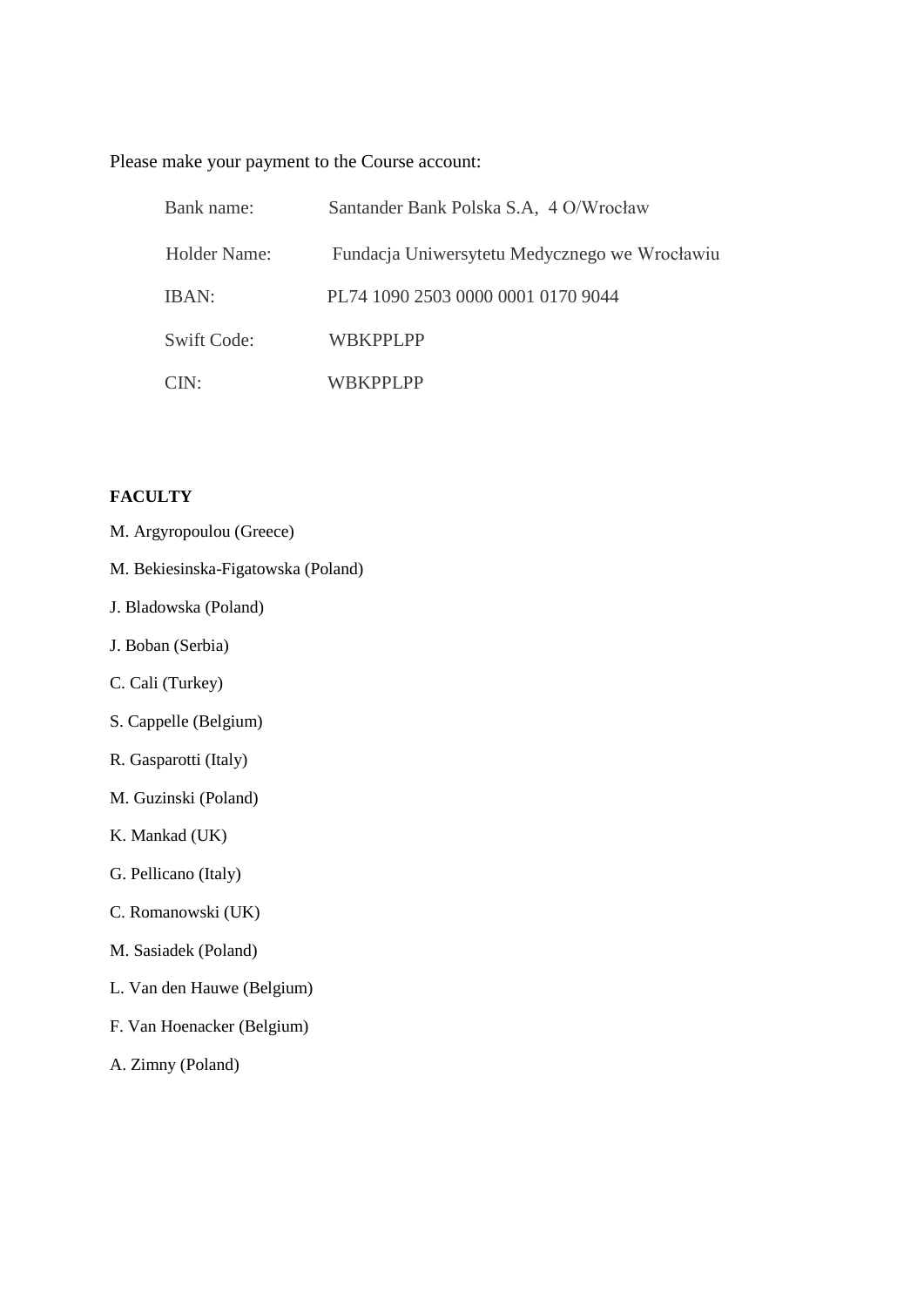Please make your payment to the Course account:

| | |
|---|---|
| Bank name: | Santander Bank Polska S.A, 4 O/Wrocław |
| Holder Name: | Fundacja Uniwersytetu Medycznego we Wrocławiu |
| IBAN: | PL74 1090 2503 0000 0001 0170 9044 |
| Swift Code: | WBKPPLPP |
| CIN: | WBKPPLPP |

**FACULTY**

M. Argyropoulou (Greece)

M. Bekiesinska-Figatowska (Poland)

J. Bladowska (Poland)

J. Boban (Serbia)

C. Cali (Turkey)

S. Cappelle (Belgium)

R. Gasparotti (Italy)

M. Guzinski (Poland)

K. Mankad (UK)

G. Pellicano (Italy)

C. Romanowski (UK)

M. Sasiadek (Poland)

L. Van den Hauwe (Belgium)

F. Van Hoenacker (Belgium)

A. Zimny (Poland)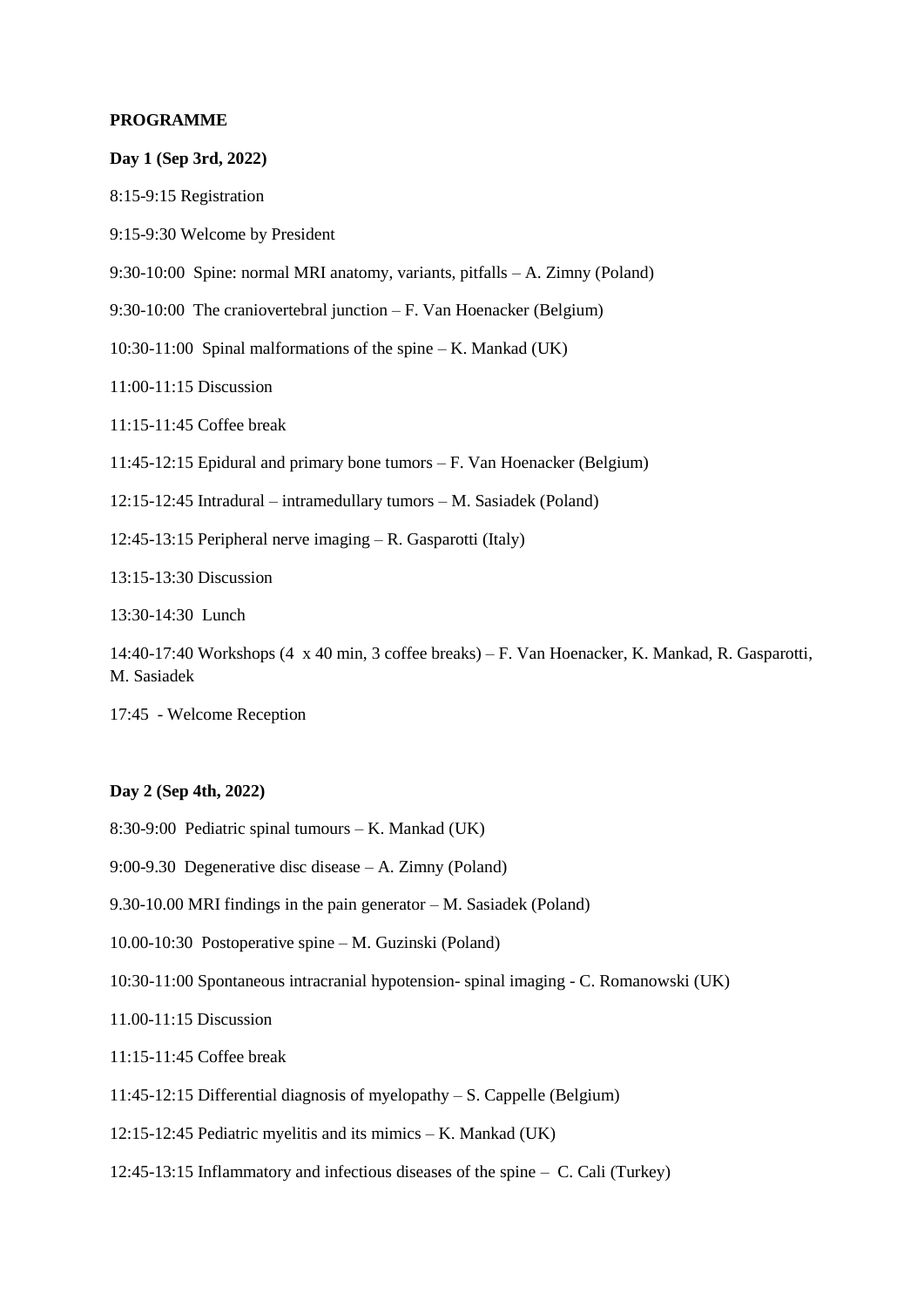**PROGRAMME**

**Day 1 (Sep 3rd, 2022)**

8:15-9:15 Registration

9:15-9:30 Welcome by President

9:30-10:00 Spine: normal MRI anatomy, variants, pitfalls – A. Zimny (Poland)

9:30-10:00 The craniovertebral junction – F. Van Hoenacker (Belgium)

10:30-11:00 Spinal malformations of the spine – K. Mankad (UK)

11:00-11:15 Discussion

11:15-11:45 Coffee break

11:45-12:15 Epidural and primary bone tumors – F. Van Hoenacker (Belgium)

12:15-12:45 Intradural – intramedullary tumors – M. Sasiadek (Poland)

12:45-13:15 Peripheral nerve imaging – R. Gasparotti (Italy)

13:15-13:30 Discussion

13:30-14:30 Lunch

14:40-17:40 Workshops (4 x 40 min, 3 coffee breaks) – F. Van Hoenacker, K. Mankad, R. Gasparotti, M. Sasiadek

17:45 - Welcome Reception

**Day 2 (Sep 4th, 2022)**

8:30-9:00 Pediatric spinal tumours – K. Mankad (UK)

9:00-9.30 Degenerative disc disease – A. Zimny (Poland)

9.30-10.00 MRI findings in the pain generator – M. Sasiadek (Poland)

10.00-10:30 Postoperative spine – M. Guzinski (Poland)

10:30-11:00 Spontaneous intracranial hypotension- spinal imaging - C. Romanowski (UK)

11.00-11:15 Discussion

11:15-11:45 Coffee break

11:45-12:15 Differential diagnosis of myelopathy – S. Cappelle (Belgium)

12:15-12:45 Pediatric myelitis and its mimics – K. Mankad (UK)

12:45-13:15 Inflammatory and infectious diseases of the spine – C. Cali (Turkey)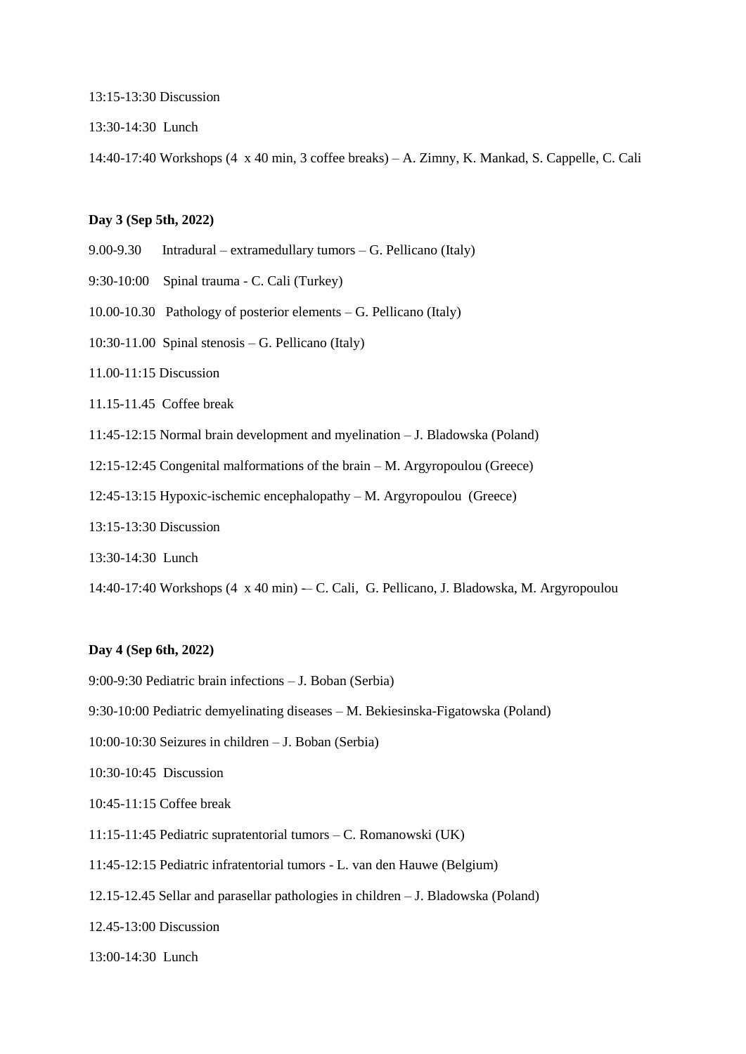13:15-13:30 Discussion

13:30-14:30 Lunch

14:40-17:40 Workshops (4 x 40 min, 3 coffee breaks) – A. Zimny, K. Mankad, S. Cappelle, C. Cali

**Day 3 (Sep 5th, 2022)**

9.00-9.30 Intradural – extramedullary tumors – G. Pellicano (Italy)

9:30-10:00 Spinal trauma - C. Cali (Turkey)

10.00-10.30 Pathology of posterior elements – G. Pellicano (Italy)

10:30-11.00 Spinal stenosis – G. Pellicano (Italy)

11.00-11:15 Discussion

11.15-11.45 Coffee break

11:45-12:15 Normal brain development and myelination – J. Bladowska (Poland)

12:15-12:45 Congenital malformations of the brain – M. Argyropoulou (Greece)

12:45-13:15 Hypoxic-ischemic encephalopathy – M. Argyropoulou (Greece)

13:15-13:30 Discussion

13:30-14:30 Lunch

14:40-17:40 Workshops (4 x 40 min) -– C. Cali, G. Pellicano, J. Bladowska, M. Argyropoulou

**Day 4 (Sep 6th, 2022)**

9:00-9:30 Pediatric brain infections – J. Boban (Serbia)

9:30-10:00 Pediatric demyelinating diseases – M. Bekiesinska-Figatowska (Poland)

10:00-10:30 Seizures in children – J. Boban (Serbia)

10:30-10:45 Discussion

10:45-11:15 Coffee break

11:15-11:45 Pediatric supratentorial tumors – C. Romanowski (UK)

11:45-12:15 Pediatric infratentorial tumors - L. van den Hauwe (Belgium)

12.15-12.45 Sellar and parasellar pathologies in children – J. Bladowska (Poland)

12.45-13:00 Discussion

13:00-14:30 Lunch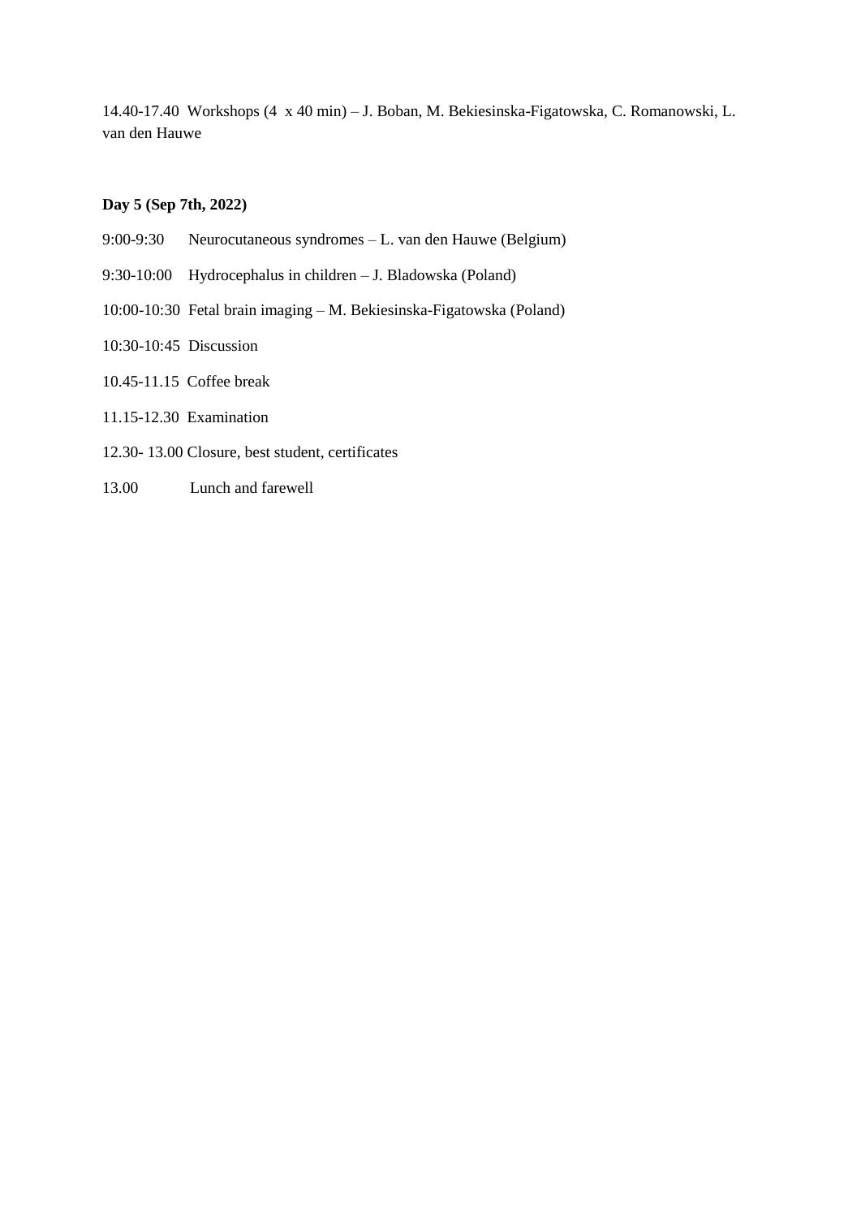14.40-17.40 Workshops (4 x 40 min) – J. Boban, M. Bekiesinska-Figatowska, C. Romanowski, L. van den Hauwe

**Day 5 (Sep 7th, 2022)**

9:00-9:30 Neurocutaneous syndromes – L. van den Hauwe (Belgium)

9:30-10:00 Hydrocephalus in children – J. Bladowska (Poland)

10:00-10:30 Fetal brain imaging – M. Bekiesinska-Figatowska (Poland)

10:30-10:45 Discussion

10.45-11.15 Coffee break

11.15-12.30 Examination

12.30- 13.00 Closure, best student, certificates

13.00 Lunch and farewell